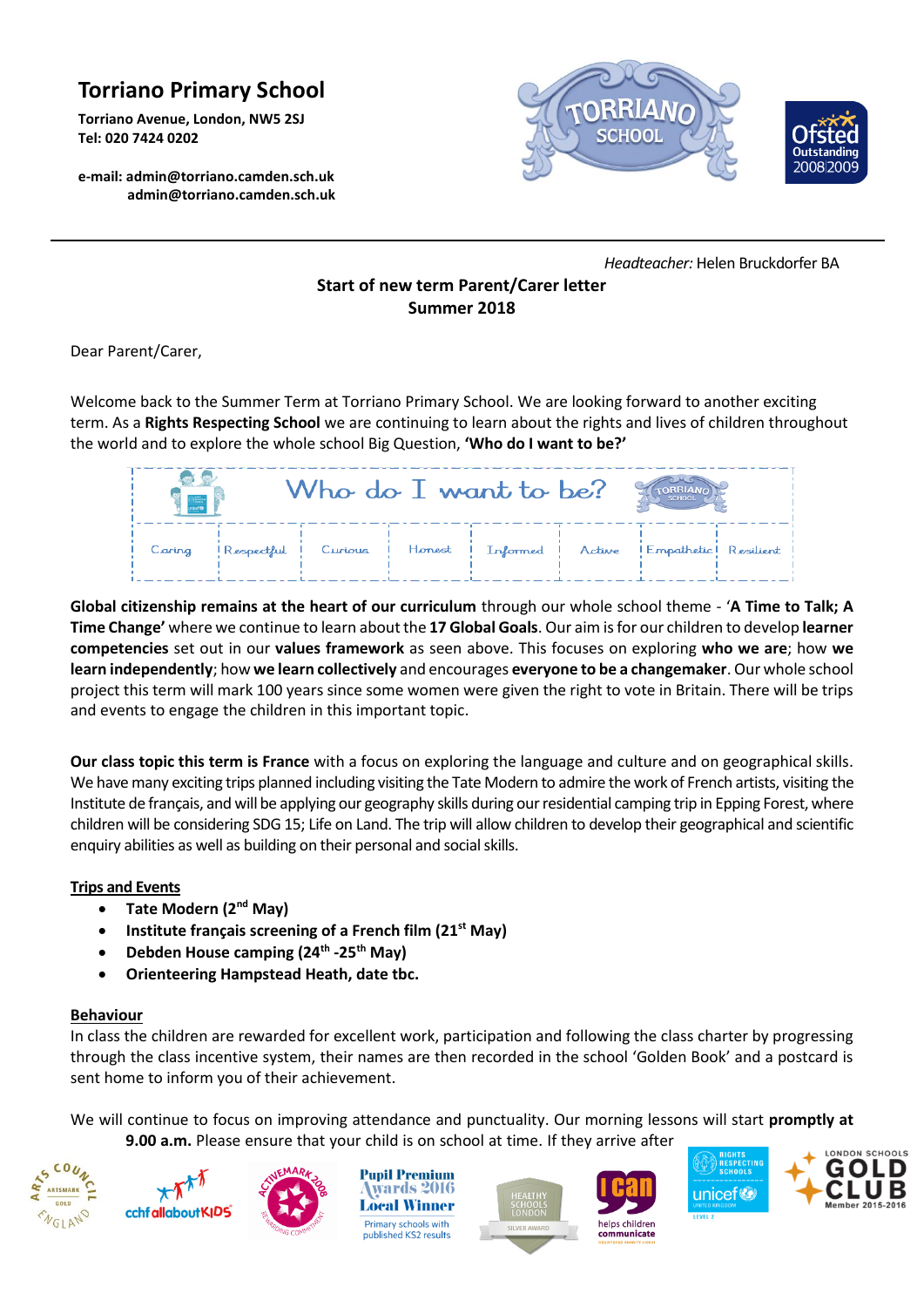# Torriano Primary School

**Torriano Avenue, London, NW5 2SJ**
**Tel: 020 7424 0202**

**e-mail: admin@torriano.camden.sch.uk**
**admin@torriano.camden.sch.uk**

*Headteacher:* Helen Bruckdorfer BA

**Start of new term Parent/Carer letter**
**Summer 2018**

Dear Parent/Carer,

Welcome back to the Summer Term at Torriano Primary School. We are looking forward to another exciting term. As a **Rights Respecting School** we are continuing to learn about the rights and lives of children throughout the world and to explore the whole school Big Question, **'Who do I want to be?'**

| Who do I want to be? | | | | | | | |
|---|---|---|---|---|---|---|---|
| Caring | Respectful | Curious | Honest | Informed | Active | Empathetic | Resilient |

**Global citizenship remains at the heart of our curriculum** through our whole school theme - '**A Time to Talk; A Time Change'** where we continue to learn about the **17 Global Goals**. Our aim is for our children to develop **learner competencies** set out in our **values framework** as seen above. This focuses on exploring **who we are**; how **we learn independently**; how **we learn collectively** and encourages **everyone to be a changemaker**. Our whole school project this term will mark 100 years since some women were given the right to vote in Britain. There will be trips and events to engage the children in this important topic.

**Our class topic this term is France** with a focus on exploring the language and culture and on geographical skills. We have many exciting trips planned including visiting the Tate Modern to admire the work of French artists, visiting the Institute de français, and will be applying our geography skills during our residential camping trip in Epping Forest, where children will be considering SDG 15; Life on Land. The trip will allow children to develop their geographical and scientific enquiry abilities as well as building on their personal and social skills.

**Trips and Events**

- **Tate Modern (2nd May)**
- **Institute français screening of a French film (21st May)**
- **Debden House camping (24th -25th May)**
- **Orienteering Hampstead Heath, date tbc.**

**Behaviour**

In class the children are rewarded for excellent work, participation and following the class charter by progressing through the class incentive system, their names are then recorded in the school 'Golden Book' and a postcard is sent home to inform you of their achievement.

We will continue to focus on improving attendance and punctuality. Our morning lessons will start **promptly at 9.00 a.m.** Please ensure that your child is on school at time. If they arrive after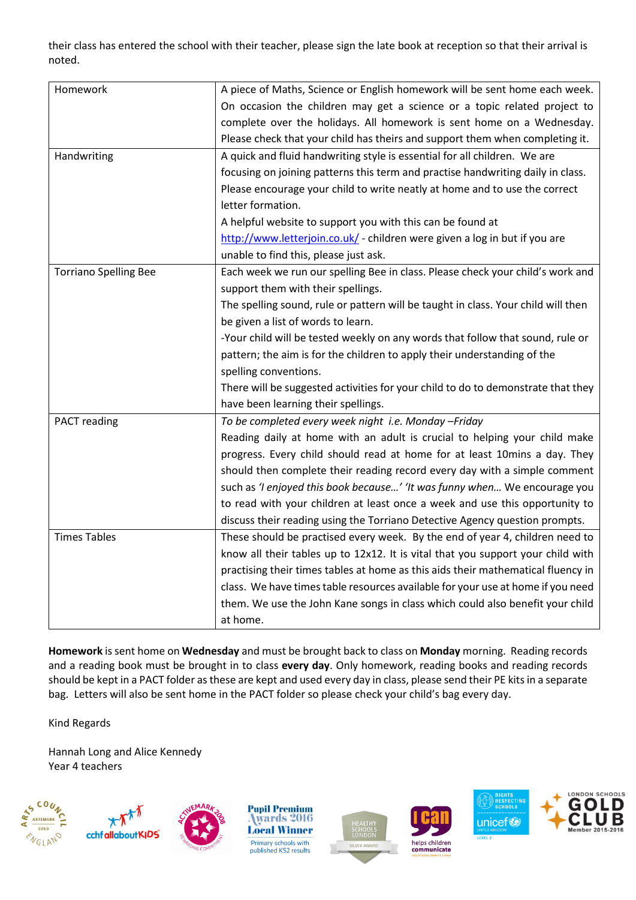their class has entered the school with their teacher, please sign the late book at reception so that their arrival is noted.

| | |
|---|---|
| Homework | A piece of Maths, Science or English homework will be sent home each week. On occasion the children may get a science or a topic related project to complete over the holidays. All homework is sent home on a Wednesday. Please check that your child has theirs and support them when completing it. |
| Handwriting | A quick and fluid handwriting style is essential for all children. We are focusing on joining patterns this term and practise handwriting daily in class. Please encourage your child to write neatly at home and to use the correct letter formation.<br>A helpful website to support you with this can be found at http://www.letterjoin.co.uk/ - children were given a log in but if you are unable to find this, please just ask. |
| Torriano Spelling Bee | Each week we run our spelling Bee in class. Please check your child's work and support them with their spellings.<br>The spelling sound, rule or pattern will be taught in class. Your child will then be given a list of words to learn.<br>-Your child will be tested weekly on any words that follow that sound, rule or pattern; the aim is for the children to apply their understanding of the spelling conventions.<br>There will be suggested activities for your child to do to demonstrate that they have been learning their spellings. |
| PACT reading | *To be completed every week night i.e. Monday –Friday*<br>Reading daily at home with an adult is crucial to helping your child make progress. Every child should read at home for at least 10mins a day. They should then complete their reading record every day with a simple comment such as *'I enjoyed this book because…' 'It was funny when…* We encourage you to read with your children at least once a week and use this opportunity to discuss their reading using the Torriano Detective Agency question prompts. |
| Times Tables | These should be practised every week. By the end of year 4, children need to know all their tables up to 12x12. It is vital that you support your child with practising their times tables at home as this aids their mathematical fluency in class. We have times table resources available for your use at home if you need them. We use the John Kane songs in class which could also benefit your child at home. |

**Homework** is sent home on **Wednesday** and must be brought back to class on **Monday** morning. Reading records and a reading book must be brought in to class **every day**. Only homework, reading books and reading records should be kept in a PACT folder as these are kept and used every day in class, please send their PE kits in a separate bag. Letters will also be sent home in the PACT folder so please check your child's bag every day.

Kind Regards

Hannah Long and Alice Kennedy
Year 4 teachers